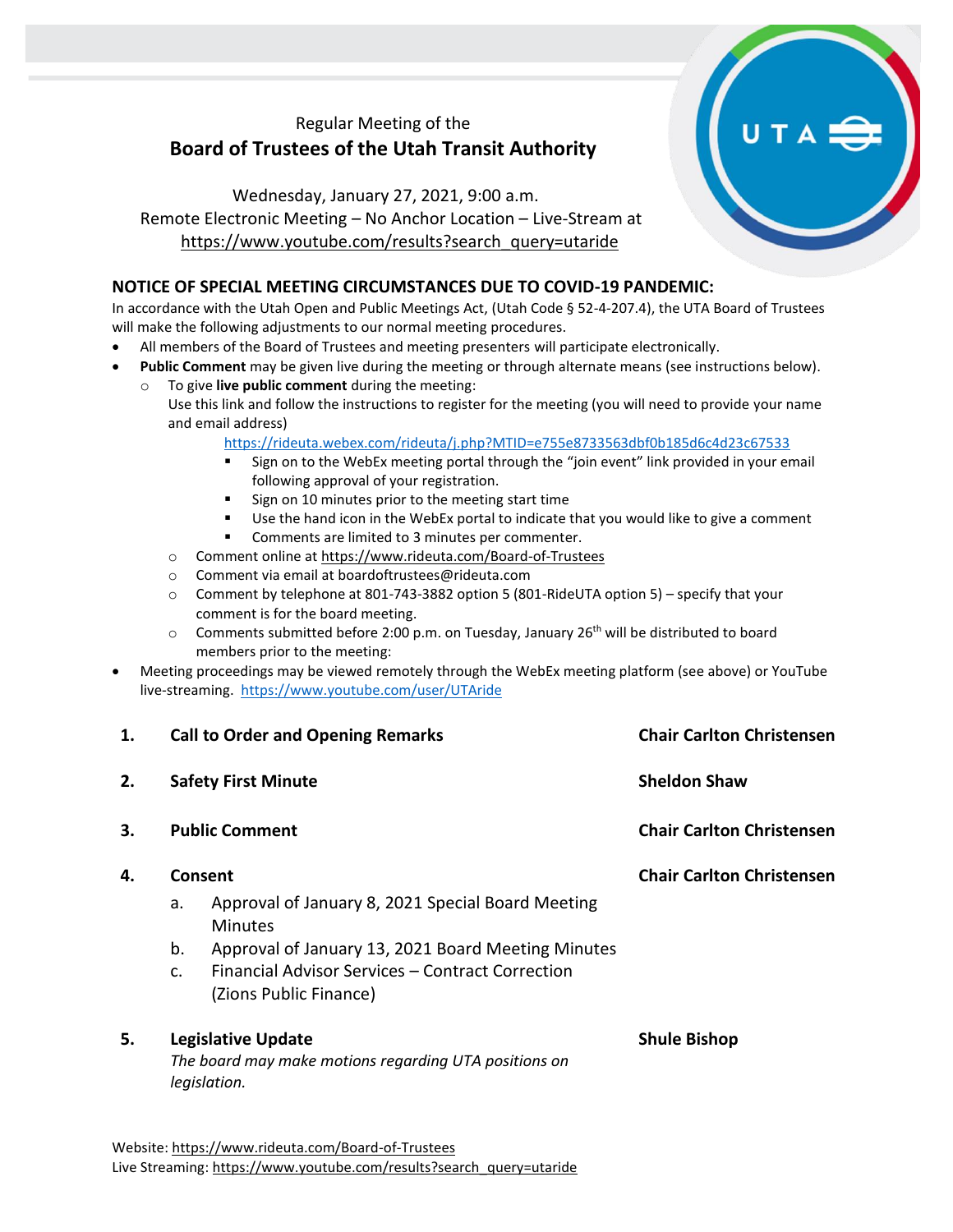Regular Meeting of the

# Board of Trustees of the Utah Transit Authority

Wednesday, January 27, 2021, 9:00 a.m.
Remote Electronic Meeting – No Anchor Location – Live-Stream at
https://www.youtube.com/results?search_query=utaride

## NOTICE OF SPECIAL MEETING CIRCUMSTANCES DUE TO COVID-19 PANDEMIC:

In accordance with the Utah Open and Public Meetings Act, (Utah Code § 52-4-207.4), the UTA Board of Trustees will make the following adjustments to our normal meeting procedures.

- All members of the Board of Trustees and meeting presenters will participate electronically.
- **Public Comment** may be given live during the meeting or through alternate means (see instructions below).
  - To give **live public comment** during the meeting:
    Use this link and follow the instructions to register for the meeting (you will need to provide your name and email address)
    https://rideuta.webex.com/rideuta/j.php?MTID=e755e8733563dbf0b185d6c4d23c67533
    - Sign on to the WebEx meeting portal through the "join event" link provided in your email following approval of your registration.
    - Sign on 10 minutes prior to the meeting start time
    - Use the hand icon in the WebEx portal to indicate that you would like to give a comment
    - Comments are limited to 3 minutes per commenter.
  - Comment online at https://www.rideuta.com/Board-of-Trustees
  - Comment via email at boardoftrustees@rideuta.com
  - Comment by telephone at 801-743-3882 option 5 (801-RideUTA option 5) – specify that your comment is for the board meeting.
  - Comments submitted before 2:00 p.m. on Tuesday, January 26th will be distributed to board members prior to the meeting:
- Meeting proceedings may be viewed remotely through the WebEx meeting platform (see above) or YouTube live-streaming. https://www.youtube.com/user/UTAride

**1. Call to Order and Opening Remarks** — **Chair Carlton Christensen**

**2. Safety First Minute** — **Sheldon Shaw**

**3. Public Comment** — **Chair Carlton Christensen**

**4. Consent** — **Chair Carlton Christensen**

a. Approval of January 8, 2021 Special Board Meeting Minutes
b. Approval of January 13, 2021 Board Meeting Minutes
c. Financial Advisor Services – Contract Correction (Zions Public Finance)

**5. Legislative Update** — **Shule Bishop**

*The board may make motions regarding UTA positions on legislation.*

Website: https://www.rideuta.com/Board-of-Trustees
Live Streaming: https://www.youtube.com/results?search_query=utaride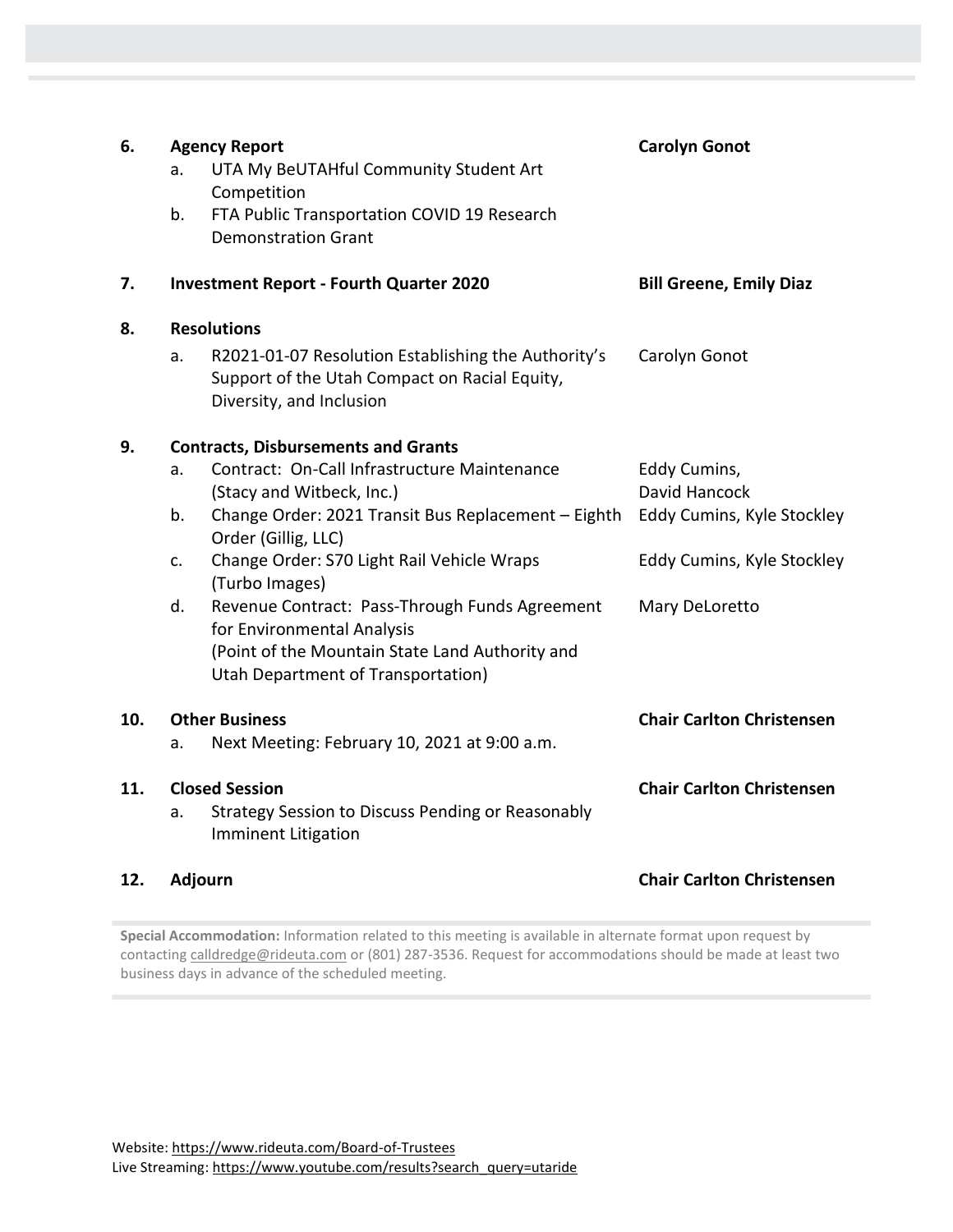| | | |
|---|---|---|
| **6.** | **Agency Report** | **Carolyn Gonot** |
| | a. UTA My BeUTAHful Community Student Art Competition | |
| | b. FTA Public Transportation COVID 19 Research Demonstration Grant | |
| **7.** | **Investment Report - Fourth Quarter 2020** | **Bill Greene, Emily Diaz** |
| **8.** | **Resolutions** | |
| | a. R2021-01-07 Resolution Establishing the Authority's Support of the Utah Compact on Racial Equity, Diversity, and Inclusion | Carolyn Gonot |
| **9.** | **Contracts, Disbursements and Grants** | |
| | a. Contract: On-Call Infrastructure Maintenance (Stacy and Witbeck, Inc.) | Eddy Cumins, David Hancock |
| | b. Change Order: 2021 Transit Bus Replacement – Eighth Order (Gillig, LLC) | Eddy Cumins, Kyle Stockley |
| | c. Change Order: S70 Light Rail Vehicle Wraps (Turbo Images) | Eddy Cumins, Kyle Stockley |
| | d. Revenue Contract: Pass-Through Funds Agreement for Environmental Analysis (Point of the Mountain State Land Authority and Utah Department of Transportation) | Mary DeLoretto |
| **10.** | **Other Business** | **Chair Carlton Christensen** |
| | a. Next Meeting: February 10, 2021 at 9:00 a.m. | |
| **11.** | **Closed Session** | **Chair Carlton Christensen** |
| | a. Strategy Session to Discuss Pending or Reasonably Imminent Litigation | |
| **12.** | **Adjourn** | **Chair Carlton Christensen** |

**Special Accommodation:** Information related to this meeting is available in alternate format upon request by contacting calldredge@rideuta.com or (801) 287-3536. Request for accommodations should be made at least two business days in advance of the scheduled meeting.

Website: https://www.rideuta.com/Board-of-Trustees
Live Streaming: https://www.youtube.com/results?search_query=utaride